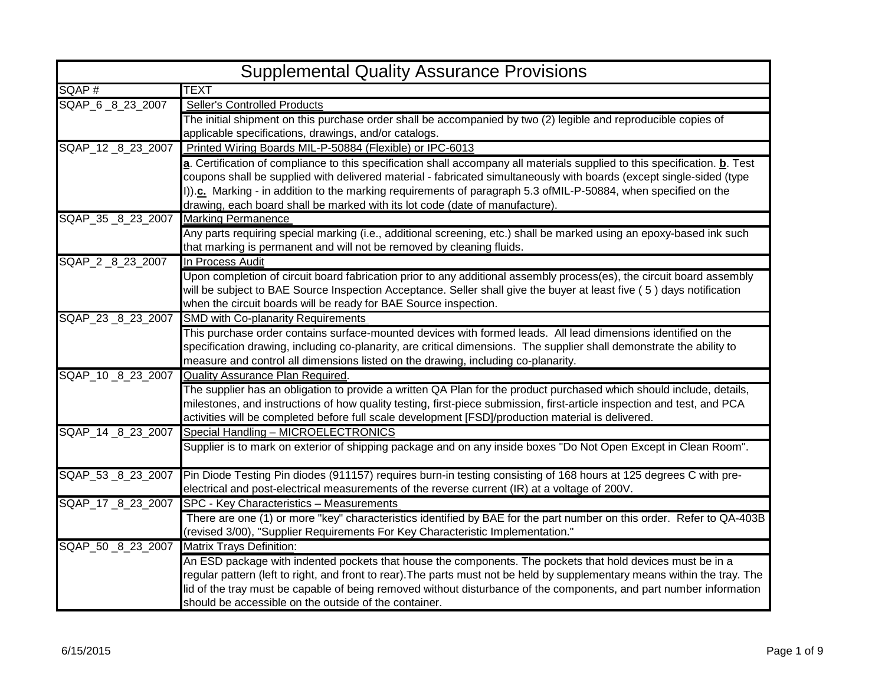# Supplemental Quality Assurance Provisions

| SQAP # | TEXT |
|---|---|
| SQAP_6 _8_23_2007 | Seller's Controlled Products |
| | The initial shipment on this purchase order shall be accompanied by two (2) legible and reproducible copies of applicable specifications, drawings, and/or catalogs. |
| SQAP_12 _8_23_2007 | Printed Wiring Boards MIL-P-50884 (Flexible) or IPC-6013 |
| | **a**. Certification of compliance to this specification shall accompany all materials supplied to this specification. **b**. Test coupons shall be supplied with delivered material - fabricated simultaneously with boards (except single-sided (type I)).**c.** Marking - in addition to the marking requirements of paragraph 5.3 ofMIL-P-50884, when specified on the drawing, each board shall be marked with its lot code (date of manufacture). |
| SQAP_35 _8_23_2007 | Marking Permanence |
| | Any parts requiring special marking (i.e., additional screening, etc.) shall be marked using an epoxy-based ink such that marking is permanent and will not be removed by cleaning fluids. |
| SQAP_2 _8_23_2007 | In Process Audit |
| | Upon completion of circuit board fabrication prior to any additional assembly process(es), the circuit board assembly will be subject to BAE Source Inspection Acceptance. Seller shall give the buyer at least five ( 5 ) days notification when the circuit boards will be ready for BAE Source inspection. |
| SQAP_23 _8_23_2007 | SMD with Co-planarity Requirements |
| | This purchase order contains surface-mounted devices with formed leads. All lead dimensions identified on the specification drawing, including co-planarity, are critical dimensions. The supplier shall demonstrate the ability to measure and control all dimensions listed on the drawing, including co-planarity. |
| SQAP_10 _8_23_2007 | Quality Assurance Plan Required. |
| | The supplier has an obligation to provide a written QA Plan for the product purchased which should include, details, milestones, and instructions of how quality testing, first-piece submission, first-article inspection and test, and PCA activities will be completed before full scale development [FSD]/production material is delivered. |
| SQAP_14 _8_23_2007 | Special Handling – MICROELECTRONICS |
| | Supplier is to mark on exterior of shipping package and on any inside boxes "Do Not Open Except in Clean Room". |
| SQAP_53 _8_23_2007 | Pin Diode Testing Pin diodes (911157) requires burn-in testing consisting of 168 hours at 125 degrees C with pre-electrical and post-electrical measurements of the reverse current (IR) at a voltage of 200V. |
| SQAP_17 _8_23_2007 | SPC - Key Characteristics – Measurements |
| | There are one (1) or more "key" characteristics identified by BAE for the part number on this order. Refer to QA-403B (revised 3/00), "Supplier Requirements For Key Characteristic Implementation." |
| SQAP_50 _8_23_2007 | Matrix Trays Definition: |
| | An ESD package with indented pockets that house the components. The pockets that hold devices must be in a regular pattern (left to right, and front to rear).The parts must not be held by supplementary means within the tray. The lid of the tray must be capable of being removed without disturbance of the components, and part number information should be accessible on the outside of the container. |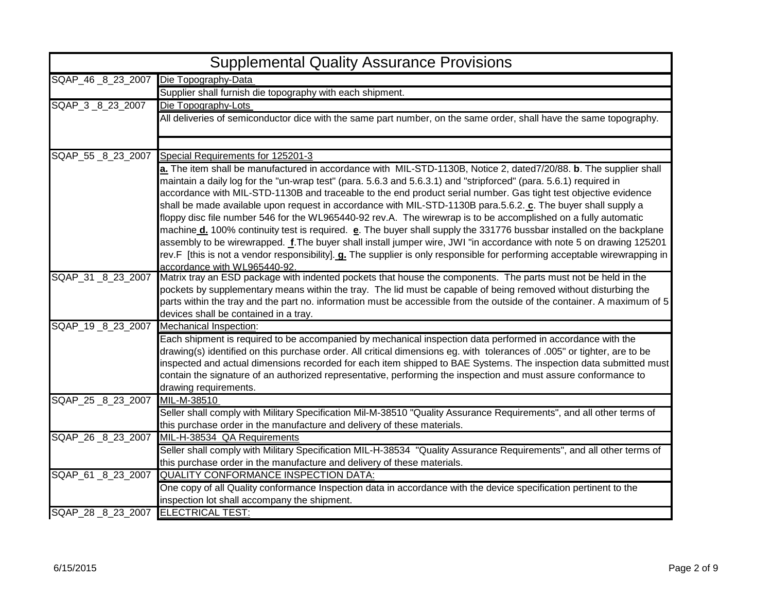# Supplemental Quality Assurance Provisions

| | |
|---|---|
| SQAP_46 _8_23_2007 | Die Topography-Data |
| | Supplier shall furnish die topography with each shipment. |
| SQAP_3 _8_23_2007 | Die Topography-Lots |
| | All deliveries of semiconductor dice with the same part number, on the same order, shall have the same topography. |
| | |
| SQAP_55 _8_23_2007 | Special Requirements for 125201-3 |
| | **a.** The item shall be manufactured in accordance with MIL-STD-1130B, Notice 2, dated7/20/88. **b**. The supplier shall maintain a daily log for the "un-wrap test" (para. 5.6.3 and 5.6.3.1) and "stripforced" (para. 5.6.1) required in accordance with MIL-STD-1130B and traceable to the end product serial number. Gas tight test objective evidence shall be made available upon request in accordance with MIL-STD-1130B para.5.6.2. **c**. The buyer shall supply a floppy disc file number 546 for the WL965440-92 rev.A. The wirewrap is to be accomplished on a fully automatic machine **d.** 100% continuity test is required. **e**. The buyer shall supply the 331776 bussbar installed on the backplane assembly to be wirewrapped. **f**.The buyer shall install jumper wire, JWI "in accordance with note 5 on drawing 125201 rev.F [this is not a vendor responsibility]. **g.** The supplier is only responsible for performing acceptable wirewrapping in accordance with WL965440-92. |
| SQAP_31 _8_23_2007 | Matrix tray an ESD package with indented pockets that house the components. The parts must not be held in the pockets by supplementary means within the tray. The lid must be capable of being removed without disturbing the parts within the tray and the part no. information must be accessible from the outside of the container. A maximum of 5 devices shall be contained in a tray. |
| SQAP_19 _8_23_2007 | Mechanical Inspection: |
| | Each shipment is required to be accompanied by mechanical inspection data performed in accordance with the drawing(s) identified on this purchase order. All critical dimensions eg. with tolerances of .005" or tighter, are to be inspected and actual dimensions recorded for each item shipped to BAE Systems. The inspection data submitted must contain the signature of an authorized representative, performing the inspection and must assure conformance to drawing requirements. |
| SQAP_25 _8_23_2007 | MIL-M-38510 |
| | Seller shall comply with Military Specification Mil-M-38510 "Quality Assurance Requirements", and all other terms of this purchase order in the manufacture and delivery of these materials. |
| SQAP_26 _8_23_2007 | MIL-H-38534 QA Requirements |
| | Seller shall comply with Military Specification MIL-H-38534 "Quality Assurance Requirements", and all other terms of this purchase order in the manufacture and delivery of these materials. |
| SQAP_61 _8_23_2007 | QUALITY CONFORMANCE INSPECTION DATA: |
| | One copy of all Quality conformance Inspection data in accordance with the device specification pertinent to the inspection lot shall accompany the shipment. |
| SQAP_28 _8_23_2007 | ELECTRICAL TEST: |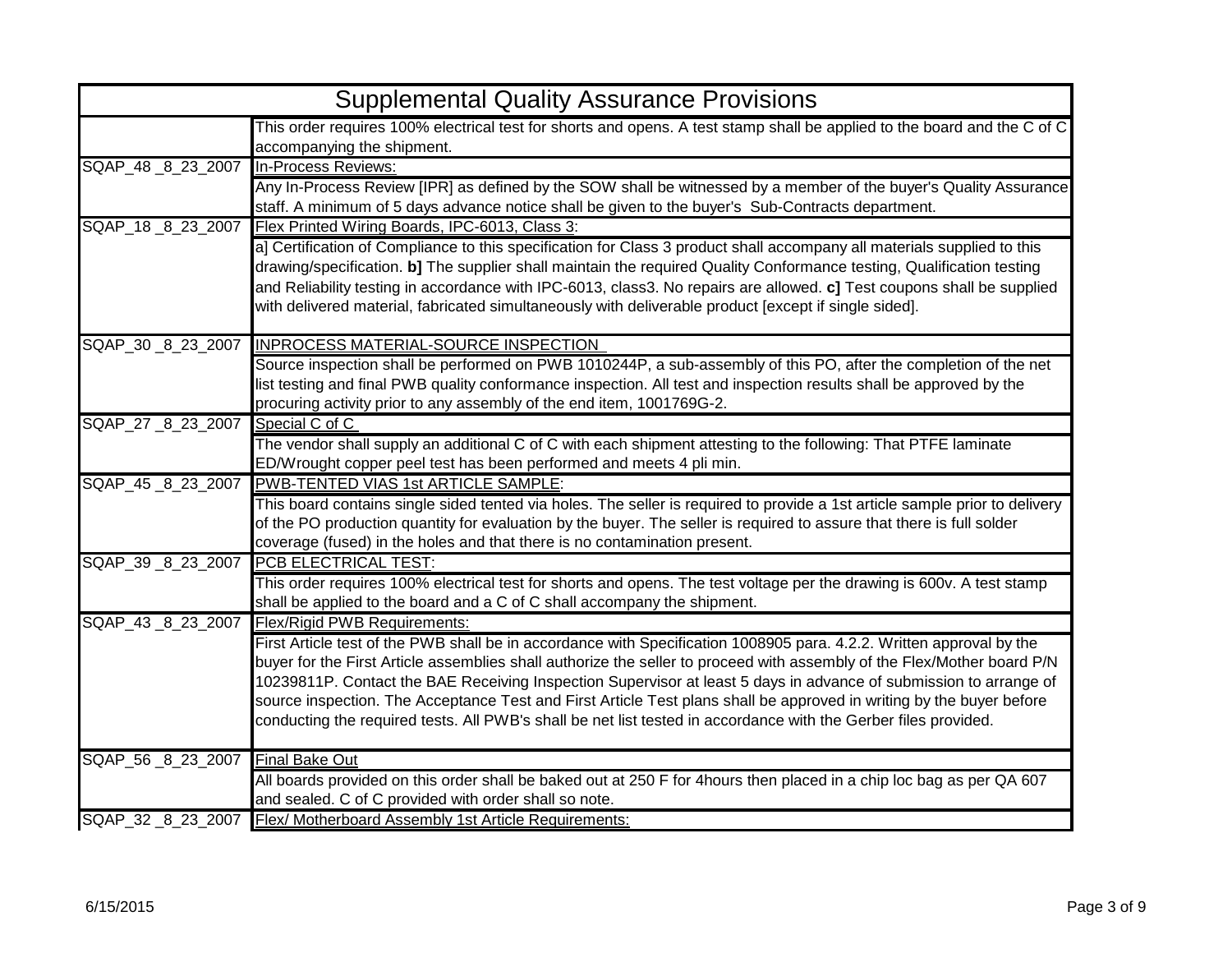# Supplemental Quality Assurance Provisions

| | |
|---|---|
| | This order requires 100% electrical test for shorts and opens. A test stamp shall be applied to the board and the C of C accompanying the shipment. |
| SQAP_48 _8_23_2007 | In-Process Reviews: |
| | Any In-Process Review [IPR] as defined by the SOW shall be witnessed by a member of the buyer's Quality Assurance staff. A minimum of 5 days advance notice shall be given to the buyer's Sub-Contracts department. |
| SQAP_18 _8_23_2007 | Flex Printed Wiring Boards, IPC-6013, Class 3: |
| | a] Certification of Compliance to this specification for Class 3 product shall accompany all materials supplied to this drawing/specification. **b]** The supplier shall maintain the required Quality Conformance testing, Qualification testing and Reliability testing in accordance with IPC-6013, class3. No repairs are allowed. **c]** Test coupons shall be supplied with delivered material, fabricated simultaneously with deliverable product [except if single sided]. |
| SQAP_30 _8_23_2007 | INPROCESS MATERIAL-SOURCE INSPECTION |
| | Source inspection shall be performed on PWB 1010244P, a sub-assembly of this PO, after the completion of the net list testing and final PWB quality conformance inspection. All test and inspection results shall be approved by the procuring activity prior to any assembly of the end item, 1001769G-2. |
| SQAP_27 _8_23_2007 | Special C of C |
| | The vendor shall supply an additional C of C with each shipment attesting to the following: That PTFE laminate ED/Wrought copper peel test has been performed and meets 4 pli min. |
| SQAP_45 _8_23_2007 | PWB-TENTED VIAS 1st ARTICLE SAMPLE: |
| | This board contains single sided tented via holes. The seller is required to provide a 1st article sample prior to delivery of the PO production quantity for evaluation by the buyer. The seller is required to assure that there is full solder coverage (fused) in the holes and that there is no contamination present. |
| SQAP_39 _8_23_2007 | PCB ELECTRICAL TEST: |
| | This order requires 100% electrical test for shorts and opens. The test voltage per the drawing is 600v. A test stamp shall be applied to the board and a C of C shall accompany the shipment. |
| SQAP_43 _8_23_2007 | Flex/Rigid PWB Requirements: |
| | First Article test of the PWB shall be in accordance with Specification 1008905 para. 4.2.2. Written approval by the buyer for the First Article assemblies shall authorize the seller to proceed with assembly of the Flex/Mother board P/N 10239811P. Contact the BAE Receiving Inspection Supervisor at least 5 days in advance of submission to arrange of source inspection. The Acceptance Test and First Article Test plans shall be approved in writing by the buyer before conducting the required tests. All PWB's shall be net list tested in accordance with the Gerber files provided. |
| SQAP_56 _8_23_2007 | Final Bake Out |
| | All boards provided on this order shall be baked out at 250 F for 4hours then placed in a chip loc bag as per QA 607 and sealed. C of C provided with order shall so note. |
| SQAP_32 _8_23_2007 | Flex/ Motherboard Assembly 1st Article Requirements: |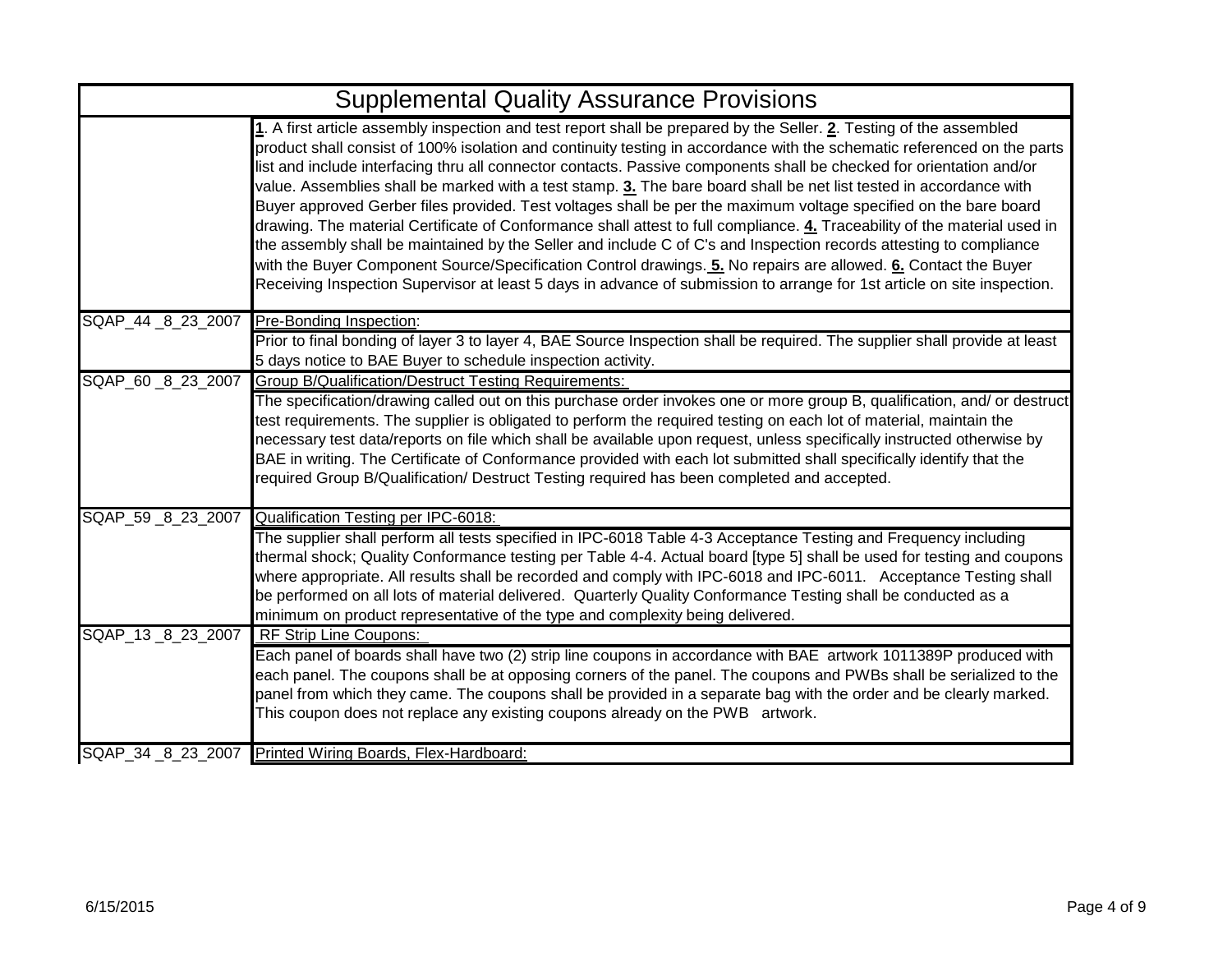# Supplemental Quality Assurance Provisions

| | |
|---|---|
| | **1**. A first article assembly inspection and test report shall be prepared by the Seller. **2**. Testing of the assembled product shall consist of 100% isolation and continuity testing in accordance with the schematic referenced on the parts list and include interfacing thru all connector contacts. Passive components shall be checked for orientation and/or value. Assemblies shall be marked with a test stamp. **3.** The bare board shall be net list tested in accordance with Buyer approved Gerber files provided. Test voltages shall be per the maximum voltage specified on the bare board drawing. The material Certificate of Conformance shall attest to full compliance. **4.** Traceability of the material used in the assembly shall be maintained by the Seller and include C of C's and Inspection records attesting to compliance with the Buyer Component Source/Specification Control drawings. **5.** No repairs are allowed. **6.** Contact the Buyer Receiving Inspection Supervisor at least 5 days in advance of submission to arrange for 1st article on site inspection. |
| SQAP_44 _8_23_2007 | Pre-Bonding Inspection: |
| | Prior to final bonding of layer 3 to layer 4, BAE Source Inspection shall be required. The supplier shall provide at least 5 days notice to BAE Buyer to schedule inspection activity. |
| SQAP_60 _8_23_2007 | Group B/Qualification/Destruct Testing Requirements: |
| | The specification/drawing called out on this purchase order invokes one or more group B, qualification, and/ or destruct test requirements. The supplier is obligated to perform the required testing on each lot of material, maintain the necessary test data/reports on file which shall be available upon request, unless specifically instructed otherwise by BAE in writing. The Certificate of Conformance provided with each lot submitted shall specifically identify that the required Group B/Qualification/ Destruct Testing required has been completed and accepted. |
| SQAP_59 _8_23_2007 | Qualification Testing per IPC-6018: |
| | The supplier shall perform all tests specified in IPC-6018 Table 4-3 Acceptance Testing and Frequency including thermal shock; Quality Conformance testing per Table 4-4. Actual board [type 5] shall be used for testing and coupons where appropriate. All results shall be recorded and comply with IPC-6018 and IPC-6011. Acceptance Testing shall be performed on all lots of material delivered. Quarterly Quality Conformance Testing shall be conducted as a minimum on product representative of the type and complexity being delivered. |
| SQAP_13 _8_23_2007 | RF Strip Line Coupons: |
| | Each panel of boards shall have two (2) strip line coupons in accordance with BAE artwork 1011389P produced with each panel. The coupons shall be at opposing corners of the panel. The coupons and PWBs shall be serialized to the panel from which they came. The coupons shall be provided in a separate bag with the order and be clearly marked. This coupon does not replace any existing coupons already on the PWB artwork. |
| SQAP_34 _8_23_2007 | Printed Wiring Boards, Flex-Hardboard: |

6/15/2015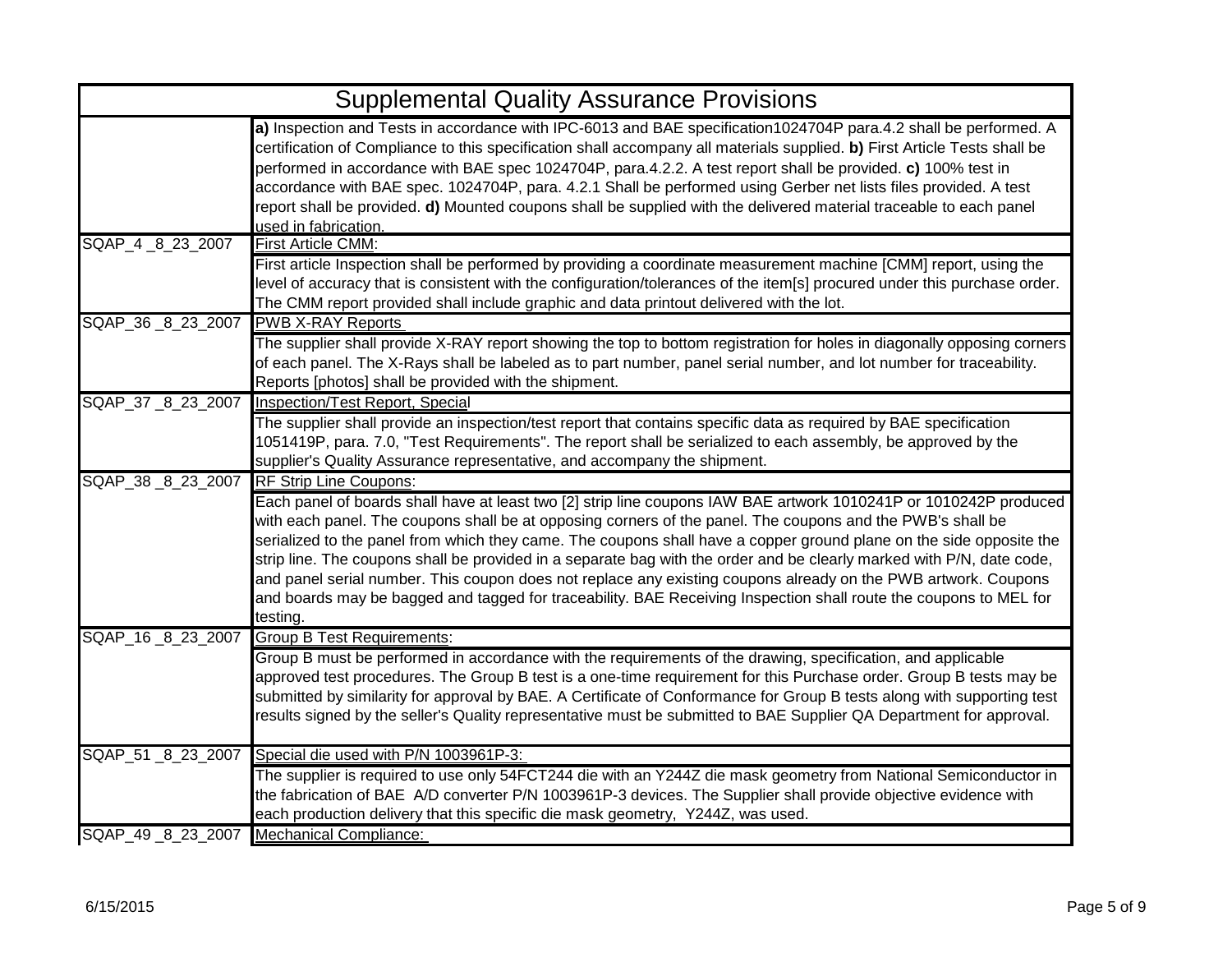## Supplemental Quality Assurance Provisions

| | |
|---|---|
| | **a)** Inspection and Tests in accordance with IPC-6013 and BAE specification1024704P para.4.2 shall be performed. A certification of Compliance to this specification shall accompany all materials supplied. **b)** First Article Tests shall be performed in accordance with BAE spec 1024704P, para.4.2.2. A test report shall be provided. **c)** 100% test in accordance with BAE spec. 1024704P, para. 4.2.1 Shall be performed using Gerber net lists files provided. A test report shall be provided. **d)** Mounted coupons shall be supplied with the delivered material traceable to each panel used in fabrication. |
| SQAP_4 _8_23_2007 | <u>First Article CMM</u>: |
| | First article Inspection shall be performed by providing a coordinate measurement machine [CMM] report, using the level of accuracy that is consistent with the configuration/tolerances of the item[s] procured under this purchase order. The CMM report provided shall include graphic and data printout delivered with the lot. |
| SQAP_36 _8_23_2007 | <u>PWB X-RAY Reports</u> |
| | The supplier shall provide X-RAY report showing the top to bottom registration for holes in diagonally opposing corners of each panel. The X-Rays shall be labeled as to part number, panel serial number, and lot number for traceability. Reports [photos] shall be provided with the shipment. |
| SQAP_37 _8_23_2007 | <u>Inspection/Test Report, Special</u> |
| | The supplier shall provide an inspection/test report that contains specific data as required by BAE specification 1051419P, para. 7.0, "Test Requirements". The report shall be serialized to each assembly, be approved by the supplier's Quality Assurance representative, and accompany the shipment. |
| SQAP_38 _8_23_2007 | <u>RF Strip Line Coupons</u>: |
| | Each panel of boards shall have at least two [2] strip line coupons IAW BAE artwork 1010241P or 1010242P produced with each panel. The coupons shall be at opposing corners of the panel. The coupons and the PWB's shall be serialized to the panel from which they came. The coupons shall have a copper ground plane on the side opposite the strip line. The coupons shall be provided in a separate bag with the order and be clearly marked with P/N, date code, and panel serial number. This coupon does not replace any existing coupons already on the PWB artwork. Coupons and boards may be bagged and tagged for traceability. BAE Receiving Inspection shall route the coupons to MEL for testing. |
| SQAP_16 _8_23_2007 | <u>Group B Test Requirements</u>: |
| | Group B must be performed in accordance with the requirements of the drawing, specification, and applicable approved test procedures. The Group B test is a one-time requirement for this Purchase order. Group B tests may be submitted by similarity for approval by BAE. A Certificate of Conformance for Group B tests along with supporting test results signed by the seller's Quality representative must be submitted to BAE Supplier QA Department for approval. |
| SQAP_51 _8_23_2007 | <u>Special die used with P/N 1003961P-3:</u> |
| | The supplier is required to use only 54FCT244 die with an Y244Z die mask geometry from National Semiconductor in the fabrication of BAE A/D converter P/N 1003961P-3 devices. The Supplier shall provide objective evidence with each production delivery that this specific die mask geometry, Y244Z, was used. |
| SQAP_49 _8_23_2007 | <u>Mechanical Compliance:</u> |

6/15/2015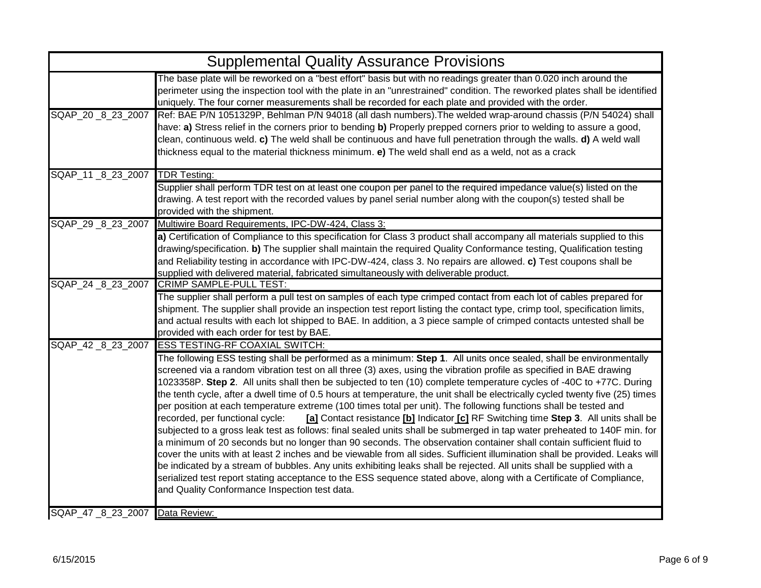# Supplemental Quality Assurance Provisions

| | |
|---|---|
| | The base plate will be reworked on a "best effort" basis but with no readings greater than 0.020 inch around the perimeter using the inspection tool with the plate in an "unrestrained" condition. The reworked plates shall be identified uniquely. The four corner measurements shall be recorded for each plate and provided with the order. |
| SQAP_20 _8_23_2007 | Ref: BAE P/N 1051329P, Behlman P/N 94018 (all dash numbers).The welded wrap-around chassis (P/N 54024) shall have: **a)** Stress relief in the corners prior to bending **b)** Properly prepped corners prior to welding to assure a good, clean, continuous weld. **c)** The weld shall be continuous and have full penetration through the walls. **d)** A weld wall thickness equal to the material thickness minimum. **e)** The weld shall end as a weld, not as a crack |
| SQAP_11 _8_23_2007 | <u>TDR Testing:</u> |
| | Supplier shall perform TDR test on at least one coupon per panel to the required impedance value(s) listed on the drawing. A test report with the recorded values by panel serial number along with the coupon(s) tested shall be provided with the shipment. |
| SQAP_29 _8_23_2007 | <u>Multiwire Board Requirements, IPC-DW-424, Class 3:</u> |
| | **a)** Certification of Compliance to this specification for Class 3 product shall accompany all materials supplied to this drawing/specification. **b)** The supplier shall maintain the required Quality Conformance testing, Qualification testing and Reliability testing in accordance with IPC-DW-424, class 3. No repairs are allowed. **c)** Test coupons shall be supplied with delivered material, fabricated simultaneously with deliverable product. |
| SQAP_24 _8_23_2007 | <u>CRIMP SAMPLE-PULL TEST:</u> |
| | The supplier shall perform a pull test on samples of each type crimped contact from each lot of cables prepared for shipment. The supplier shall provide an inspection test report listing the contact type, crimp tool, specification limits, and actual results with each lot shipped to BAE. In addition, a 3 piece sample of crimped contacts untested shall be provided with each order for test by BAE. |
| SQAP_42 _8_23_2007 | <u>ESS TESTING-RF COAXIAL SWITCH:</u> |
| | The following ESS testing shall be performed as a minimum: **Step 1**. All units once sealed, shall be environmentally screened via a random vibration test on all three (3) axes, using the vibration profile as specified in BAE drawing 1023358P. **Step 2**. All units shall then be subjected to ten (10) complete temperature cycles of -40C to +77C. During the tenth cycle, after a dwell time of 0.5 hours at temperature, the unit shall be electrically cycled twenty five (25) times per position at each temperature extreme (100 times total per unit). The following functions shall be tested and recorded, per functional cycle: **<u>[a]</u>** Contact resistance **<u>[b]</u>** Indicator **<u>[c]</u>** RF Switching time **Step 3**. All units shall be subjected to a gross leak test as follows: final sealed units shall be submerged in tap water preheated to 140F min. for a minimum of 20 seconds but no longer than 90 seconds. The observation container shall contain sufficient fluid to cover the units with at least 2 inches and be viewable from all sides. Sufficient illumination shall be provided. Leaks will be indicated by a stream of bubbles. Any units exhibiting leaks shall be rejected. All units shall be supplied with a serialized test report stating acceptance to the ESS sequence stated above, along with a Certificate of Compliance, and Quality Conformance Inspection test data. |
| SQAP_47 _8_23_2007 | <u>Data Review:</u> |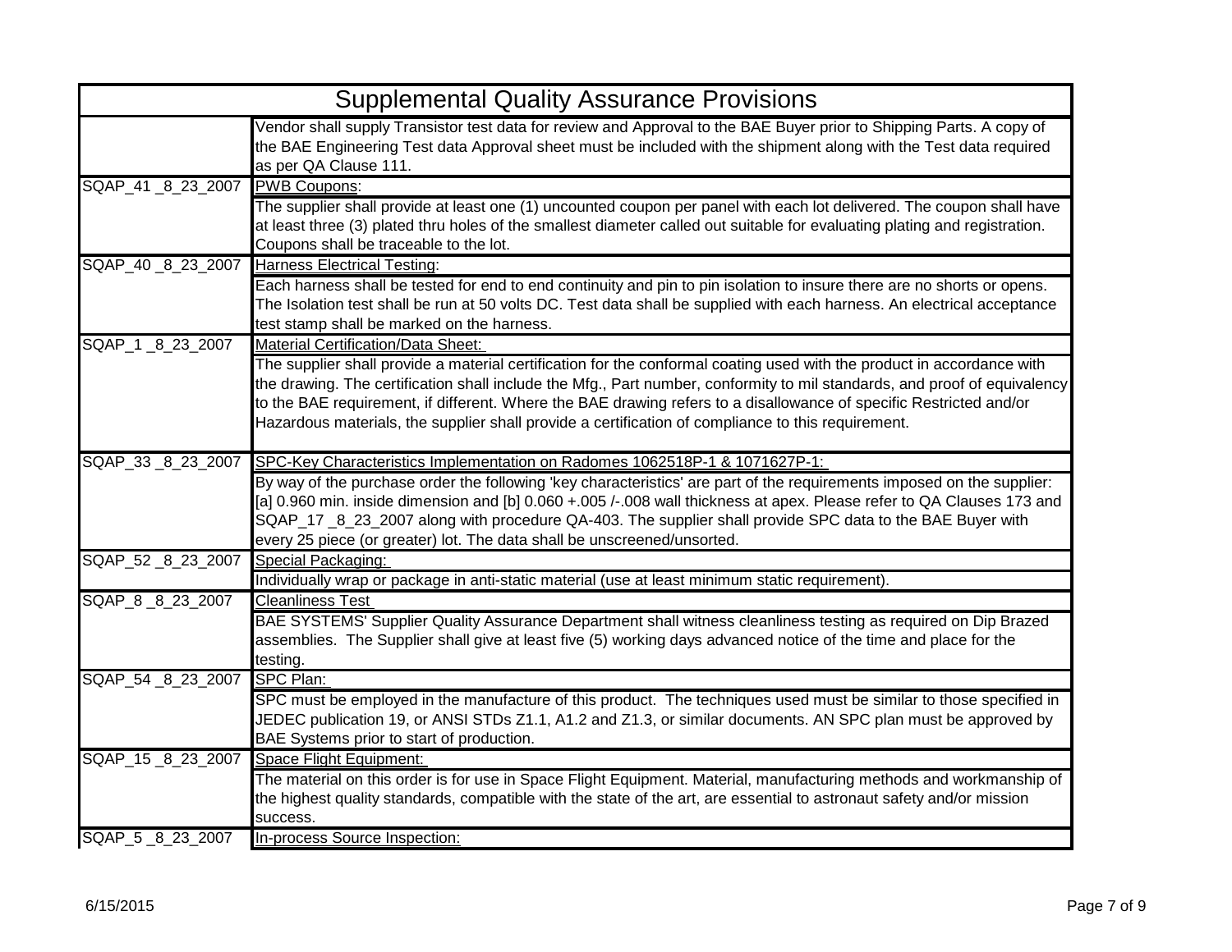# Supplemental Quality Assurance Provisions

| | |
|---|---|
| | Vendor shall supply Transistor test data for review and Approval to the BAE Buyer prior to Shipping Parts. A copy of the BAE Engineering Test data Approval sheet must be included with the shipment along with the Test data required as per QA Clause 111. |
| SQAP_41 _8_23_2007 | <u>PWB Coupons</u>: |
| | The supplier shall provide at least one (1) uncounted coupon per panel with each lot delivered. The coupon shall have at least three (3) plated thru holes of the smallest diameter called out suitable for evaluating plating and registration. Coupons shall be traceable to the lot. |
| SQAP_40 _8_23_2007 | <u>Harness Electrical Testing</u>: |
| | Each harness shall be tested for end to end continuity and pin to pin isolation to insure there are no shorts or opens. The Isolation test shall be run at 50 volts DC. Test data shall be supplied with each harness. An electrical acceptance test stamp shall be marked on the harness. |
| SQAP_1 _8_23_2007 | <u>Material Certification/Data Sheet:</u> |
| | The supplier shall provide a material certification for the conformal coating used with the product in accordance with the drawing. The certification shall include the Mfg., Part number, conformity to mil standards, and proof of equivalency to the BAE requirement, if different. Where the BAE drawing refers to a disallowance of specific Restricted and/or Hazardous materials, the supplier shall provide a certification of compliance to this requirement. |
| SQAP_33 _8_23_2007 | <u>SPC-Key Characteristics Implementation on Radomes 1062518P-1 & 1071627P-1:</u> |
| | By way of the purchase order the following 'key characteristics' are part of the requirements imposed on the supplier: [a] 0.960 min. inside dimension and [b] 0.060 +.005 /-.008 wall thickness at apex. Please refer to QA Clauses 173 and SQAP_17 _8_23_2007 along with procedure QA-403. The supplier shall provide SPC data to the BAE Buyer with every 25 piece (or greater) lot. The data shall be unscreened/unsorted. |
| SQAP_52 _8_23_2007 | <u>Special Packaging:</u> |
| | Individually wrap or package in anti-static material (use at least minimum static requirement). |
| SQAP_8 _8_23_2007 | <u>Cleanliness Test</u> |
| | BAE SYSTEMS' Supplier Quality Assurance Department shall witness cleanliness testing as required on Dip Brazed assemblies. The Supplier shall give at least five (5) working days advanced notice of the time and place for the testing. |
| SQAP_54 _8_23_2007 | <u>SPC Plan:</u> |
| | SPC must be employed in the manufacture of this product. The techniques used must be similar to those specified in JEDEC publication 19, or ANSI STDs Z1.1, A1.2 and Z1.3, or similar documents. AN SPC plan must be approved by BAE Systems prior to start of production. |
| SQAP_15 _8_23_2007 | <u>Space Flight Equipment:</u> |
| | The material on this order is for use in Space Flight Equipment. Material, manufacturing methods and workmanship of the highest quality standards, compatible with the state of the art, are essential to astronaut safety and/or mission success. |
| SQAP_5 _8_23_2007 | <u>In-process Source Inspection:</u> |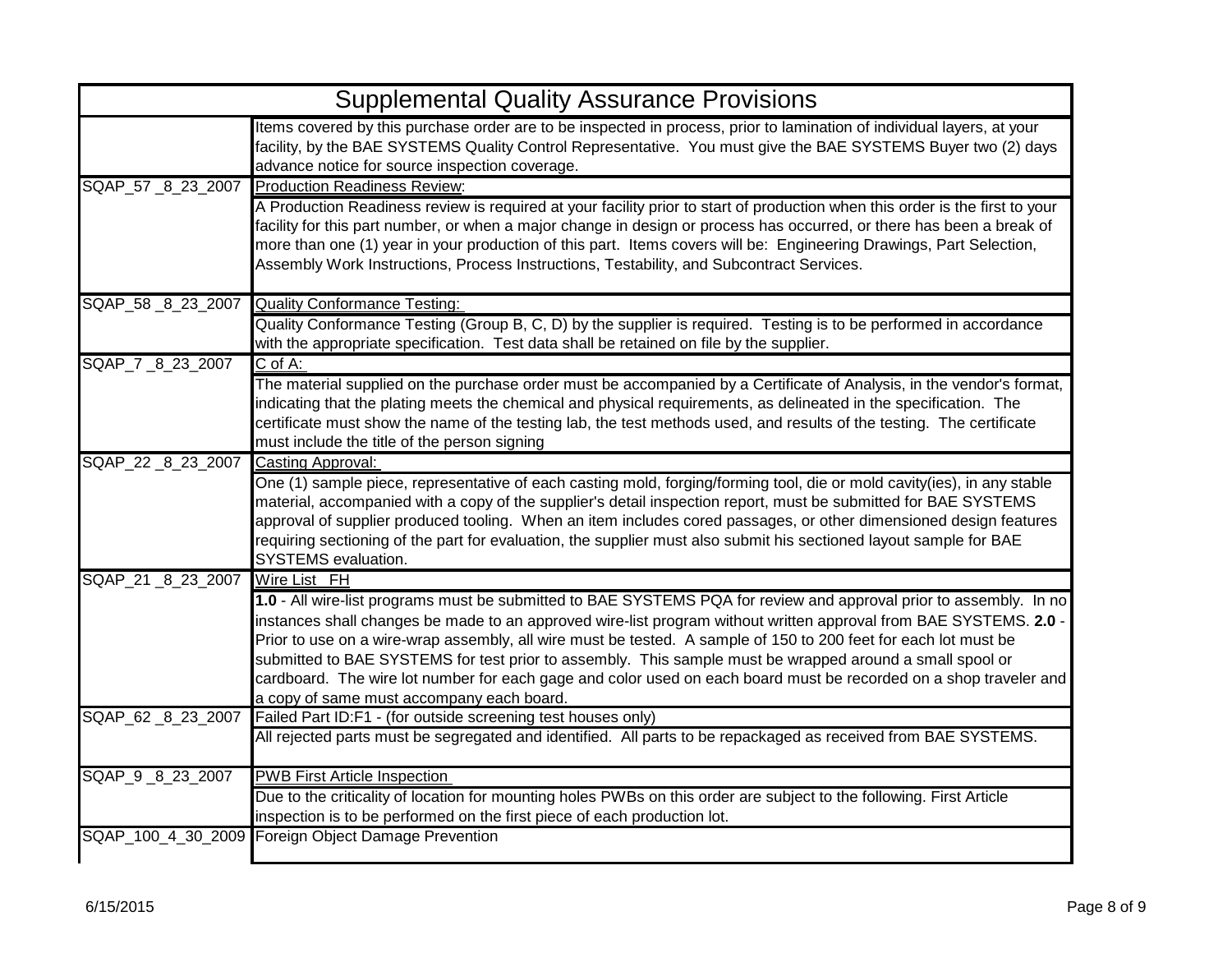# Supplemental Quality Assurance Provisions

| | |
|---|---|
| | Items covered by this purchase order are to be inspected in process, prior to lamination of individual layers, at your facility, by the BAE SYSTEMS Quality Control Representative. You must give the BAE SYSTEMS Buyer two (2) days advance notice for source inspection coverage. |
| SQAP_57 _8_23_2007 | Production Readiness Review: |
| | A Production Readiness review is required at your facility prior to start of production when this order is the first to your facility for this part number, or when a major change in design or process has occurred, or there has been a break of more than one (1) year in your production of this part. Items covers will be: Engineering Drawings, Part Selection, Assembly Work Instructions, Process Instructions, Testability, and Subcontract Services. |
| SQAP_58 _8_23_2007 | Quality Conformance Testing: |
| | Quality Conformance Testing (Group B, C, D) by the supplier is required. Testing is to be performed in accordance with the appropriate specification. Test data shall be retained on file by the supplier. |
| SQAP_7 _8_23_2007 | C of A: |
| | The material supplied on the purchase order must be accompanied by a Certificate of Analysis, in the vendor's format, indicating that the plating meets the chemical and physical requirements, as delineated in the specification. The certificate must show the name of the testing lab, the test methods used, and results of the testing. The certificate must include the title of the person signing |
| SQAP_22 _8_23_2007 | Casting Approval: |
| | One (1) sample piece, representative of each casting mold, forging/forming tool, die or mold cavity(ies), in any stable material, accompanied with a copy of the supplier's detail inspection report, must be submitted for BAE SYSTEMS approval of supplier produced tooling. When an item includes cored passages, or other dimensioned design features requiring sectioning of the part for evaluation, the supplier must also submit his sectioned layout sample for BAE SYSTEMS evaluation. |
| SQAP_21 _8_23_2007 | Wire List FH |
| | **1.0** - All wire-list programs must be submitted to BAE SYSTEMS PQA for review and approval prior to assembly. In no instances shall changes be made to an approved wire-list program without written approval from BAE SYSTEMS. **2.0** - Prior to use on a wire-wrap assembly, all wire must be tested. A sample of 150 to 200 feet for each lot must be submitted to BAE SYSTEMS for test prior to assembly. This sample must be wrapped around a small spool or cardboard. The wire lot number for each gage and color used on each board must be recorded on a shop traveler and a copy of same must accompany each board. |
| SQAP_62 _8_23_2007 | Failed Part ID:F1 - (for outside screening test houses only) |
| | All rejected parts must be segregated and identified. All parts to be repackaged as received from BAE SYSTEMS. |
| SQAP_9 _8_23_2007 | PWB First Article Inspection |
| | Due to the criticality of location for mounting holes PWBs on this order are subject to the following. First Article inspection is to be performed on the first piece of each production lot. |
| SQAP_100_4_30_2009 | Foreign Object Damage Prevention |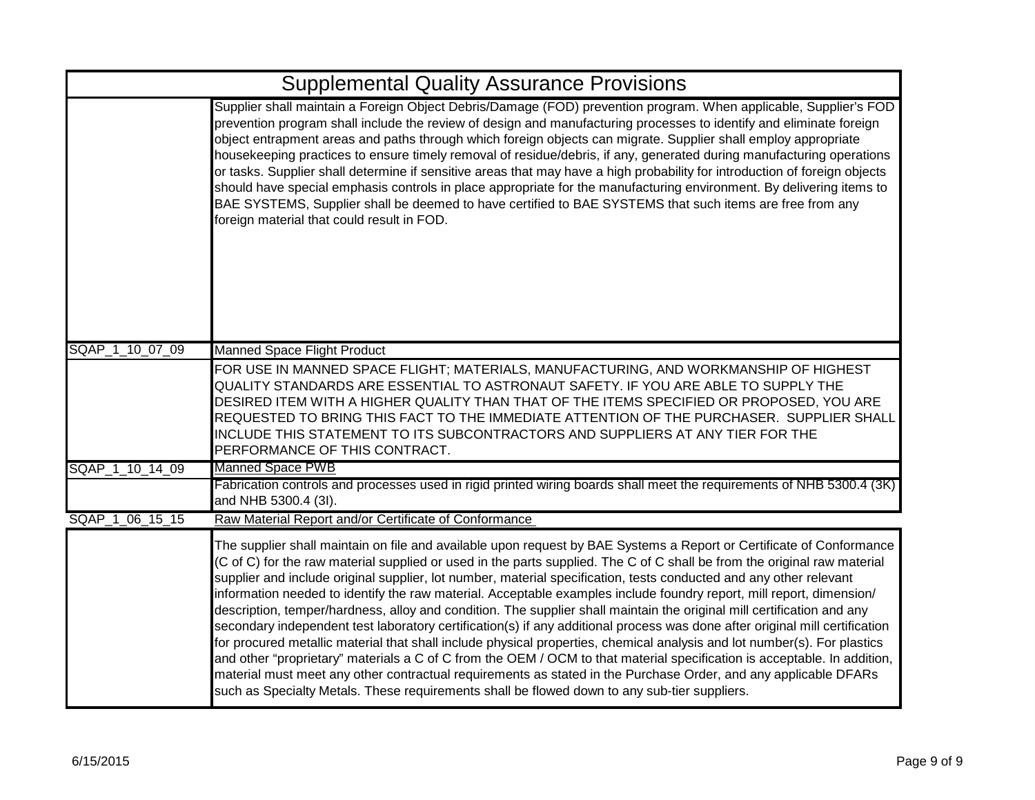| Supplemental Quality Assurance Provisions | |
|---|---|
| | Supplier shall maintain a Foreign Object Debris/Damage (FOD) prevention program. When applicable, Supplier's FOD prevention program shall include the review of design and manufacturing processes to identify and eliminate foreign object entrapment areas and paths through which foreign objects can migrate. Supplier shall employ appropriate housekeeping practices to ensure timely removal of residue/debris, if any, generated during manufacturing operations or tasks. Supplier shall determine if sensitive areas that may have a high probability for introduction of foreign objects should have special emphasis controls in place appropriate for the manufacturing environment. By delivering items to BAE SYSTEMS, Supplier shall be deemed to have certified to BAE SYSTEMS that such items are free from any foreign material that could result in FOD. |
| SQAP_1_10_07_09 | Manned Space Flight Product |
| | FOR USE IN MANNED SPACE FLIGHT; MATERIALS, MANUFACTURING, AND WORKMANSHIP OF HIGHEST QUALITY STANDARDS ARE ESSENTIAL TO ASTRONAUT SAFETY. IF YOU ARE ABLE TO SUPPLY THE DESIRED ITEM WITH A HIGHER QUALITY THAN THAT OF THE ITEMS SPECIFIED OR PROPOSED, YOU ARE REQUESTED TO BRING THIS FACT TO THE IMMEDIATE ATTENTION OF THE PURCHASER. SUPPLIER SHALL INCLUDE THIS STATEMENT TO ITS SUBCONTRACTORS AND SUPPLIERS AT ANY TIER FOR THE PERFORMANCE OF THIS CONTRACT. |
| SQAP_1_10_14_09 | Manned Space PWB |
| | Fabrication controls and processes used in rigid printed wiring boards shall meet the requirements of NHB 5300.4 (3K) and NHB 5300.4 (3I). |
| SQAP_1_06_15_15 | Raw Material Report and/or Certificate of Conformance |
| | The supplier shall maintain on file and available upon request by BAE Systems a Report or Certificate of Conformance (C of C) for the raw material supplied or used in the parts supplied. The C of C shall be from the original raw material supplier and include original supplier, lot number, material specification, tests conducted and any other relevant information needed to identify the raw material. Acceptable examples include foundry report, mill report, dimension/ description, temper/hardness, alloy and condition. The supplier shall maintain the original mill certification and any secondary independent test laboratory certification(s) if any additional process was done after original mill certification for procured metallic material that shall include physical properties, chemical analysis and lot number(s). For plastics and other "proprietary" materials a C of C from the OEM / OCM to that material specification is acceptable. In addition, material must meet any other contractual requirements as stated in the Purchase Order, and any applicable DFARs such as Specialty Metals. These requirements shall be flowed down to any sub-tier suppliers. |

6/15/2015